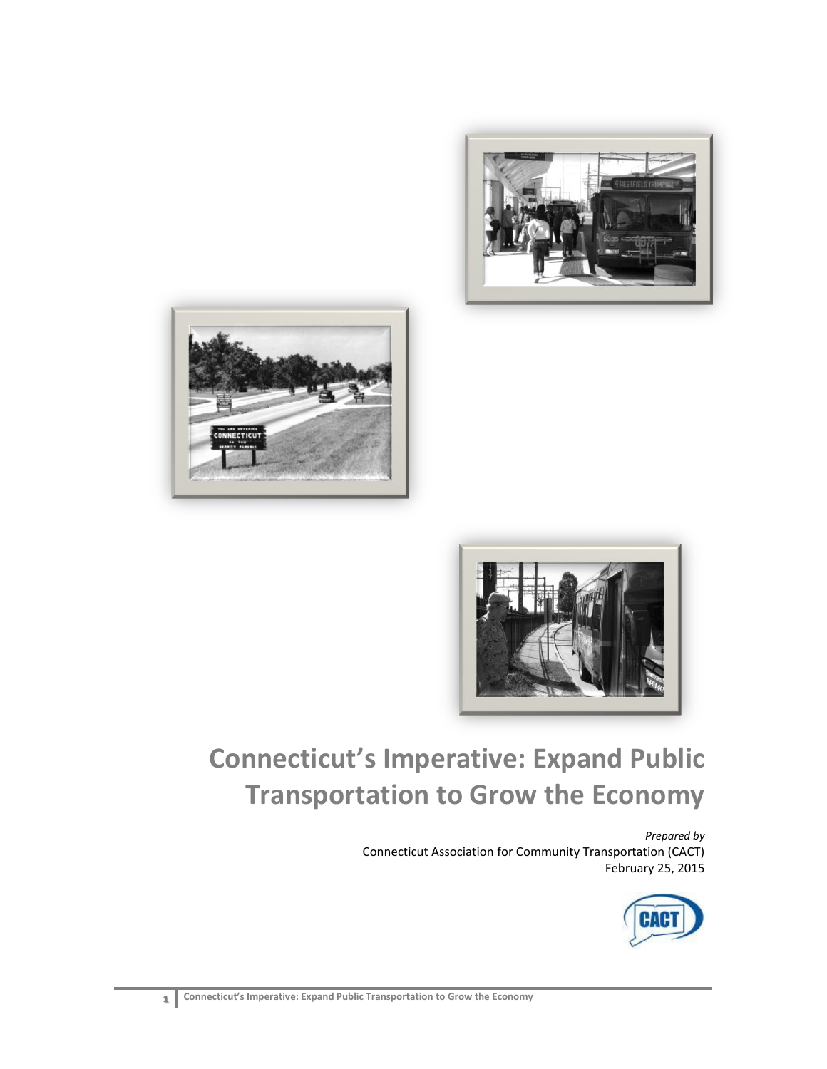# Connecticut's Imperative: Expand Public Transportation to Grow the Economy

*Prepared by*

Connecticut Association for Community Transportation (CACT)

February 25, 2015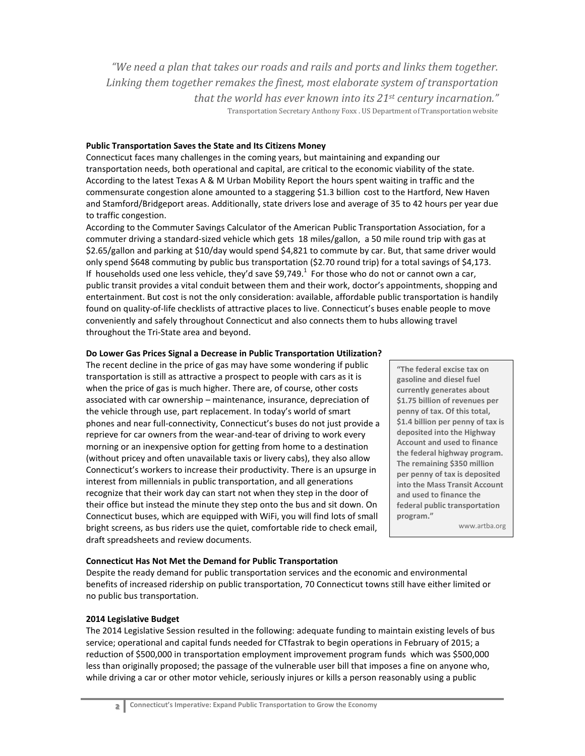*"We need a plan that takes our roads and rails and ports and links them together. Linking them together remakes the finest, most elaborate system of transportation that the world has ever known into its 21st century incarnation."*

Transportation Secretary Anthony Foxx . US Department of Transportation website

**Public Transportation Saves the State and Its Citizens Money**

Connecticut faces many challenges in the coming years, but maintaining and expanding our transportation needs, both operational and capital, are critical to the economic viability of the state. According to the latest Texas A & M Urban Mobility Report the hours spent waiting in traffic and the commensurate congestion alone amounted to a staggering $1.3 billion cost to the Hartford, New Haven and Stamford/Bridgeport areas. Additionally, state drivers lose and average of 35 to 42 hours per year due to traffic congestion.

According to the Commuter Savings Calculator of the American Public Transportation Association, for a commuter driving a standard-sized vehicle which gets 18 miles/gallon, a 50 mile round trip with gas at $2.65/gallon and parking at $10/day would spend $4,821 to commute by car. But, that same driver would only spend $648 commuting by public bus transportation ($2.70 round trip) for a total savings of $4,173. If households used one less vehicle, they'd save $9,749.[1] For those who do not or cannot own a car, public transit provides a vital conduit between them and their work, doctor's appointments, shopping and entertainment. But cost is not the only consideration: available, affordable public transportation is handily found on quality-of-life checklists of attractive places to live. Connecticut's buses enable people to move conveniently and safely throughout Connecticut and also connects them to hubs allowing travel throughout the Tri-State area and beyond.

**Do Lower Gas Prices Signal a Decrease in Public Transportation Utilization?**

The recent decline in the price of gas may have some wondering if public transportation is still as attractive a prospect to people with cars as it is when the price of gas is much higher. There are, of course, other costs associated with car ownership – maintenance, insurance, depreciation of the vehicle through use, part replacement. In today's world of smart phones and near full-connectivity, Connecticut's buses do not just provide a reprieve for car owners from the wear-and-tear of driving to work every morning or an inexpensive option for getting from home to a destination (without pricey and often unavailable taxis or livery cabs), they also allow Connecticut's workers to increase their productivity. There is an upsurge in interest from millennials in public transportation, and all generations recognize that their work day can start not when they step in the door of their office but instead the minute they step onto the bus and sit down. On Connecticut buses, which are equipped with WiFi, you will find lots of small bright screens, as bus riders use the quiet, comfortable ride to check email, draft spreadsheets and review documents.

> **"The federal excise tax on gasoline and diesel fuel currently generates about $1.75 billion of revenues per penny of tax. Of this total, $1.4 billion per penny of tax is deposited into the Highway Account and used to finance the federal highway program. The remaining $350 million per penny of tax is deposited into the Mass Transit Account and used to finance the federal public transportation program."**
>
> www.artba.org

**Connecticut Has Not Met the Demand for Public Transportation**

Despite the ready demand for public transportation services and the economic and environmental benefits of increased ridership on public transportation, 70 Connecticut towns still have either limited or no public bus transportation.

**2014 Legislative Budget**

The 2014 Legislative Session resulted in the following: adequate funding to maintain existing levels of bus service; operational and capital funds needed for CTfastrak to begin operations in February of 2015; a reduction of $500,000 in transportation employment improvement program funds which was $500,000 less than originally proposed; the passage of the vulnerable user bill that imposes a fine on anyone who, while driving a car or other motor vehicle, seriously injures or kills a person reasonably using a public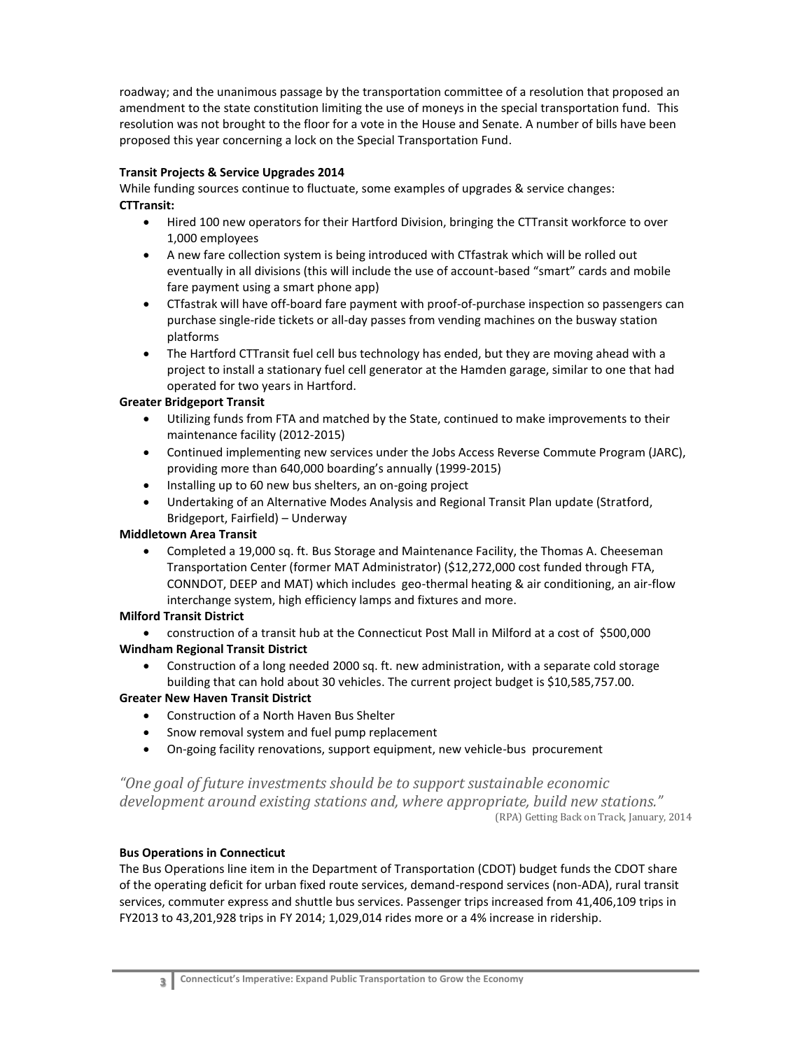roadway; and the unanimous passage by the transportation committee of a resolution that proposed an amendment to the state constitution limiting the use of moneys in the special transportation fund. This resolution was not brought to the floor for a vote in the House and Senate. A number of bills have been proposed this year concerning a lock on the Special Transportation Fund.

**Transit Projects & Service Upgrades 2014**

While funding sources continue to fluctuate, some examples of upgrades & service changes:

**CTTransit:**

- Hired 100 new operators for their Hartford Division, bringing the CTTransit workforce to over 1,000 employees
- A new fare collection system is being introduced with CTfastrak which will be rolled out eventually in all divisions (this will include the use of account-based "smart" cards and mobile fare payment using a smart phone app)
- CTfastrak will have off-board fare payment with proof-of-purchase inspection so passengers can purchase single-ride tickets or all-day passes from vending machines on the busway station platforms
- The Hartford CTTransit fuel cell bus technology has ended, but they are moving ahead with a project to install a stationary fuel cell generator at the Hamden garage, similar to one that had operated for two years in Hartford.

**Greater Bridgeport Transit**

- Utilizing funds from FTA and matched by the State, continued to make improvements to their maintenance facility (2012-2015)
- Continued implementing new services under the Jobs Access Reverse Commute Program (JARC), providing more than 640,000 boarding's annually (1999-2015)
- Installing up to 60 new bus shelters, an on-going project
- Undertaking of an Alternative Modes Analysis and Regional Transit Plan update (Stratford, Bridgeport, Fairfield) – Underway

**Middletown Area Transit**

- Completed a 19,000 sq. ft. Bus Storage and Maintenance Facility, the Thomas A. Cheeseman Transportation Center (former MAT Administrator) ($12,272,000 cost funded through FTA, CONNDOT, DEEP and MAT) which includes geo-thermal heating & air conditioning, an air-flow interchange system, high efficiency lamps and fixtures and more.

**Milford Transit District**

- construction of a transit hub at the Connecticut Post Mall in Milford at a cost of $500,000

**Windham Regional Transit District**

- Construction of a long needed 2000 sq. ft. new administration, with a separate cold storage building that can hold about 30 vehicles. The current project budget is $10,585,757.00.

**Greater New Haven Transit District**

- Construction of a North Haven Bus Shelter
- Snow removal system and fuel pump replacement
- On-going facility renovations, support equipment, new vehicle-bus procurement

*"One goal of future investments should be to support sustainable economic development around existing stations and, where appropriate, build new stations."*

(RPA) Getting Back on Track, January, 2014

**Bus Operations in Connecticut**

The Bus Operations line item in the Department of Transportation (CDOT) budget funds the CDOT share of the operating deficit for urban fixed route services, demand-respond services (non-ADA), rural transit services, commuter express and shuttle bus services. Passenger trips increased from 41,406,109 trips in FY2013 to 43,201,928 trips in FY 2014; 1,029,014 rides more or a 4% increase in ridership.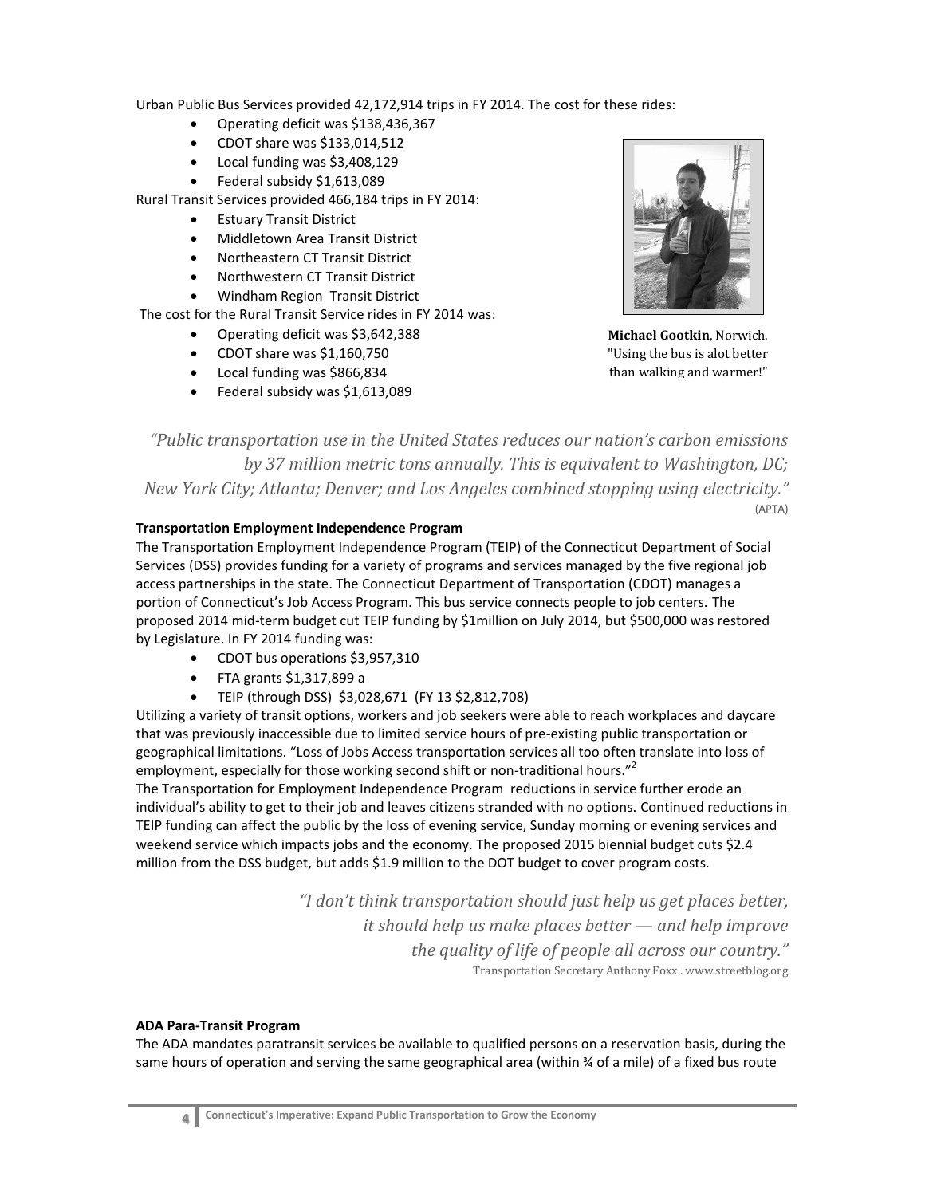Urban Public Bus Services provided 42,172,914 trips in FY 2014. The cost for these rides:

- Operating deficit was $138,436,367
- CDOT share was $133,014,512
- Local funding was $3,408,129
- Federal subsidy $1,613,089

Rural Transit Services provided 466,184 trips in FY 2014:

- Estuary Transit District
- Middletown Area Transit District
- Northeastern CT Transit District
- Northwestern CT Transit District
- Windham Region Transit District

The cost for the Rural Transit Service rides in FY 2014 was:

- Operating deficit was $3,642,388
- CDOT share was $1,160,750
- Local funding was $866,834
- Federal subsidy was $1,613,089

**Michael Gootkin**, Norwich. "Using the bus is alot better than walking and warmer!"

*"Public transportation use in the United States reduces our nation's carbon emissions by 37 million metric tons annually. This is equivalent to Washington, DC; New York City; Atlanta; Denver; and Los Angeles combined stopping using electricity."* (APTA)

**Transportation Employment Independence Program**

The Transportation Employment Independence Program (TEIP) of the Connecticut Department of Social Services (DSS) provides funding for a variety of programs and services managed by the five regional job access partnerships in the state. The Connecticut Department of Transportation (CDOT) manages a portion of Connecticut's Job Access Program. This bus service connects people to job centers. The proposed 2014 mid-term budget cut TEIP funding by $1million on July 2014, but $500,000 was restored by Legislature. In FY 2014 funding was:

- CDOT bus operations $3,957,310
- FTA grants $1,317,899 a
- TEIP (through DSS) $3,028,671 (FY 13 $2,812,708)

Utilizing a variety of transit options, workers and job seekers were able to reach workplaces and daycare that was previously inaccessible due to limited service hours of pre-existing public transportation or geographical limitations. "Loss of Jobs Access transportation services all too often translate into loss of employment, especially for those working second shift or non-traditional hours."[2]

The Transportation for Employment Independence Program reductions in service further erode an individual's ability to get to their job and leaves citizens stranded with no options. Continued reductions in TEIP funding can affect the public by the loss of evening service, Sunday morning or evening services and weekend service which impacts jobs and the economy. The proposed 2015 biennial budget cuts $2.4 million from the DSS budget, but adds $1.9 million to the DOT budget to cover program costs.

*"I don't think transportation should just help us get places better, it should help us make places better — and help improve the quality of life of people all across our country."*
Transportation Secretary Anthony Foxx . www.streetblog.org

**ADA Para-Transit Program**

The ADA mandates paratransit services be available to qualified persons on a reservation basis, during the same hours of operation and serving the same geographical area (within ¾ of a mile) of a fixed bus route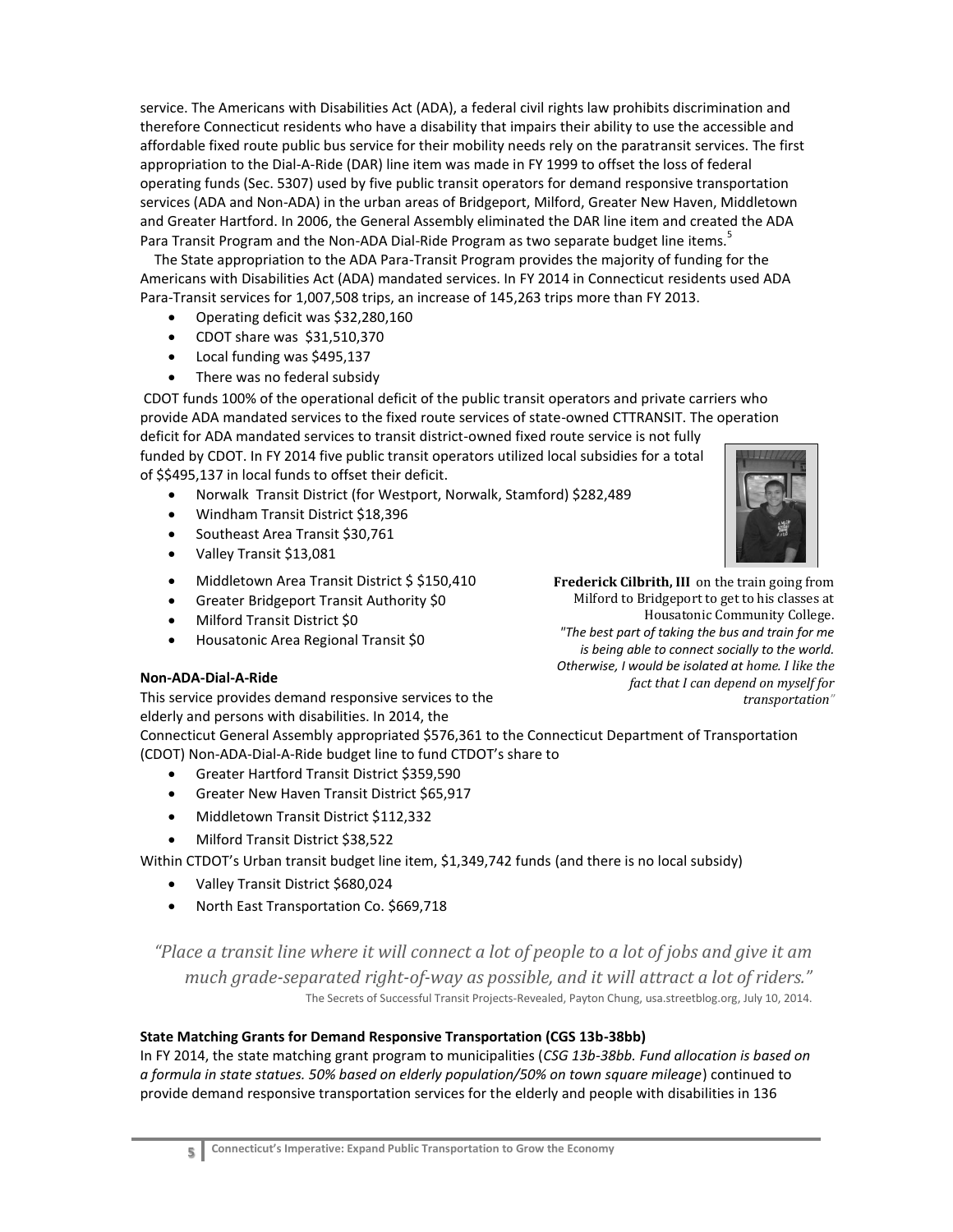service. The Americans with Disabilities Act (ADA), a federal civil rights law prohibits discrimination and therefore Connecticut residents who have a disability that impairs their ability to use the accessible and affordable fixed route public bus service for their mobility needs rely on the paratransit services. The first appropriation to the Dial-A-Ride (DAR) line item was made in FY 1999 to offset the loss of federal operating funds (Sec. 5307) used by five public transit operators for demand responsive transportation services (ADA and Non-ADA) in the urban areas of Bridgeport, Milford, Greater New Haven, Middletown and Greater Hartford. In 2006, the General Assembly eliminated the DAR line item and created the ADA Para Transit Program and the Non-ADA Dial-Ride Program as two separate budget line items.[5]

The State appropriation to the ADA Para-Transit Program provides the majority of funding for the Americans with Disabilities Act (ADA) mandated services. In FY 2014 in Connecticut residents used ADA Para-Transit services for 1,007,508 trips, an increase of 145,263 trips more than FY 2013.

- Operating deficit was $32,280,160
- CDOT share was $31,510,370
- Local funding was $495,137
- There was no federal subsidy

CDOT funds 100% of the operational deficit of the public transit operators and private carriers who provide ADA mandated services to the fixed route services of state-owned CTTRANSIT. The operation deficit for ADA mandated services to transit district-owned fixed route service is not fully funded by CDOT. In FY 2014 five public transit operators utilized local subsidies for a total of $$495,137 in local funds to offset their deficit.

- Norwalk Transit District (for Westport, Norwalk, Stamford) $282,489
- Windham Transit District $18,396
- Southeast Area Transit $30,761
- Valley Transit $13,081
- Middletown Area Transit District $ $150,410
- Greater Bridgeport Transit Authority $0
- Milford Transit District $0
- Housatonic Area Regional Transit $0

**Frederick Cilbrith, III** on the train going from Milford to Bridgeport to get to his classes at Housatonic Community College. *"The best part of taking the bus and train for me is being able to connect socially to the world. Otherwise, I would be isolated at home. I like the fact that I can depend on myself for transportation"*

**Non-ADA-Dial-A-Ride**

This service provides demand responsive services to the elderly and persons with disabilities. In 2014, the Connecticut General Assembly appropriated $576,361 to the Connecticut Department of Transportation (CDOT) Non-ADA-Dial-A-Ride budget line to fund CTDOT's share to

- Greater Hartford Transit District $359,590
- Greater New Haven Transit District $65,917
- Middletown Transit District $112,332
- Milford Transit District $38,522

Within CTDOT's Urban transit budget line item, $1,349,742 funds (and there is no local subsidy)

- Valley Transit District $680,024
- North East Transportation Co. $669,718

*"Place a transit line where it will connect a lot of people to a lot of jobs and give it am much grade-separated right-of-way as possible, and it will attract a lot of riders."*

The Secrets of Successful Transit Projects-Revealed, Payton Chung, usa.streetblog.org, July 10, 2014.

**State Matching Grants for Demand Responsive Transportation (CGS 13b-38bb)**

In FY 2014, the state matching grant program to municipalities (*CSG 13b-38bb. Fund allocation is based on a formula in state statues. 50% based on elderly population/50% on town square mileage*) continued to provide demand responsive transportation services for the elderly and people with disabilities in 136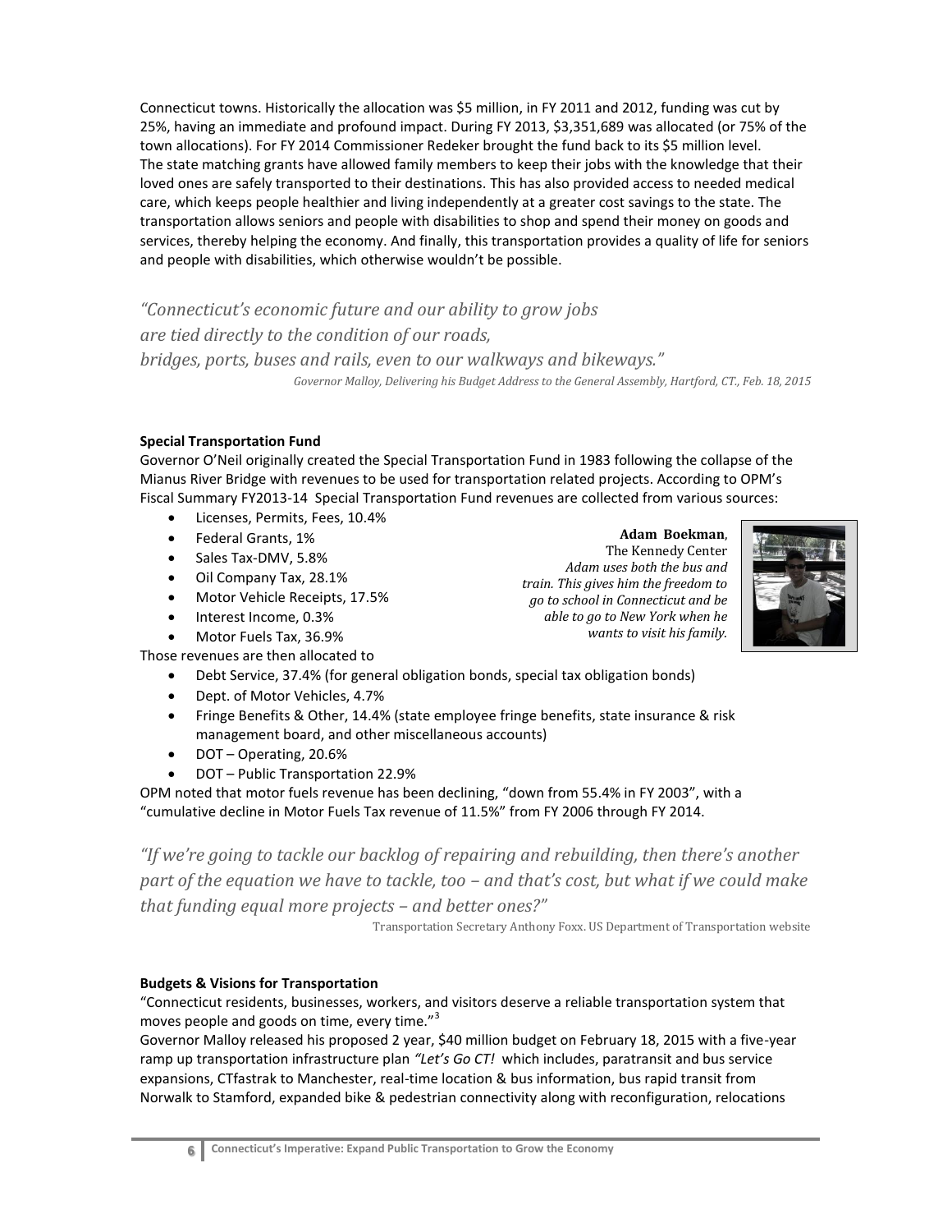Connecticut towns. Historically the allocation was $5 million, in FY 2011 and 2012, funding was cut by 25%, having an immediate and profound impact. During FY 2013, $3,351,689 was allocated (or 75% of the town allocations). For FY 2014 Commissioner Redeker brought the fund back to its $5 million level. The state matching grants have allowed family members to keep their jobs with the knowledge that their loved ones are safely transported to their destinations. This has also provided access to needed medical care, which keeps people healthier and living independently at a greater cost savings to the state. The transportation allows seniors and people with disabilities to shop and spend their money on goods and services, thereby helping the economy. And finally, this transportation provides a quality of life for seniors and people with disabilities, which otherwise wouldn't be possible.

*"Connecticut's economic future and our ability to grow jobs are tied directly to the condition of our roads, bridges, ports, buses and rails, even to our walkways and bikeways."*

*Governor Malloy, Delivering his Budget Address to the General Assembly, Hartford, CT., Feb. 18, 2015*

**Special Transportation Fund**

Governor O'Neil originally created the Special Transportation Fund in 1983 following the collapse of the Mianus River Bridge with revenues to be used for transportation related projects. According to OPM's Fiscal Summary FY2013-14 Special Transportation Fund revenues are collected from various sources:

- Licenses, Permits, Fees, 10.4%
- Federal Grants, 1%
- Sales Tax-DMV, 5.8%
- Oil Company Tax, 28.1%
- Motor Vehicle Receipts, 17.5%
- Interest Income, 0.3%
- Motor Fuels Tax, 36.9%

**Adam Boekman**, The Kennedy Center
*Adam uses both the bus and train. This gives him the freedom to go to school in Connecticut and be able to go to New York when he wants to visit his family.*

Those revenues are then allocated to

- Debt Service, 37.4% (for general obligation bonds, special tax obligation bonds)
- Dept. of Motor Vehicles, 4.7%
- Fringe Benefits & Other, 14.4% (state employee fringe benefits, state insurance & risk management board, and other miscellaneous accounts)
- DOT – Operating, 20.6%
- DOT – Public Transportation 22.9%

OPM noted that motor fuels revenue has been declining, "down from 55.4% in FY 2003", with a "cumulative decline in Motor Fuels Tax revenue of 11.5%" from FY 2006 through FY 2014.

*"If we're going to tackle our backlog of repairing and rebuilding, then there's another part of the equation we have to tackle, too – and that's cost, but what if we could make that funding equal more projects – and better ones?"*

Transportation Secretary Anthony Foxx. US Department of Transportation website

**Budgets & Visions for Transportation**

"Connecticut residents, businesses, workers, and visitors deserve a reliable transportation system that moves people and goods on time, every time."[3]

Governor Malloy released his proposed 2 year, $40 million budget on February 18, 2015 with a five-year ramp up transportation infrastructure plan *"Let's Go CT!* which includes, paratransit and bus service expansions, CTfastrak to Manchester, real-time location & bus information, bus rapid transit from Norwalk to Stamford, expanded bike & pedestrian connectivity along with reconfiguration, relocations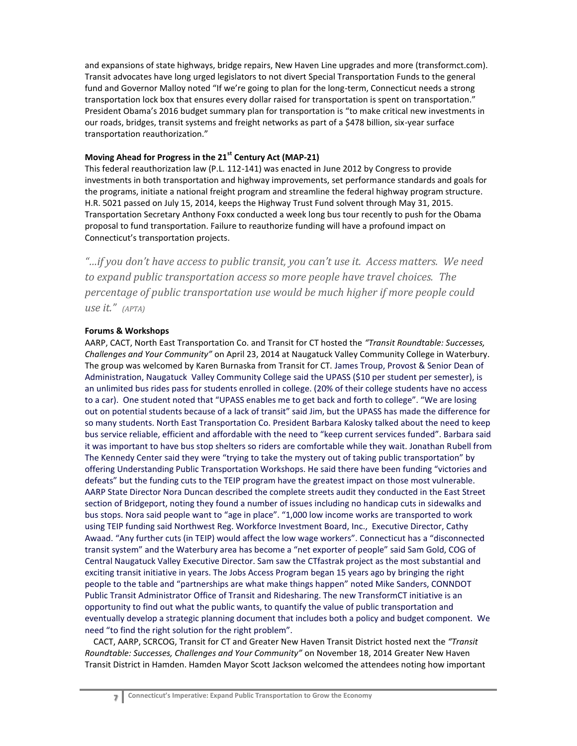and expansions of state highways, bridge repairs, New Haven Line upgrades and more (transformct.com). Transit advocates have long urged legislators to not divert Special Transportation Funds to the general fund and Governor Malloy noted "If we're going to plan for the long-term, Connecticut needs a strong transportation lock box that ensures every dollar raised for transportation is spent on transportation." President Obama's 2016 budget summary plan for transportation is "to make critical new investments in our roads, bridges, transit systems and freight networks as part of a $478 billion, six-year surface transportation reauthorization."

**Moving Ahead for Progress in the 21st Century Act (MAP-21)**

This federal reauthorization law (P.L. 112-141) was enacted in June 2012 by Congress to provide investments in both transportation and highway improvements, set performance standards and goals for the programs, initiate a national freight program and streamline the federal highway program structure. H.R. 5021 passed on July 15, 2014, keeps the Highway Trust Fund solvent through May 31, 2015. Transportation Secretary Anthony Foxx conducted a week long bus tour recently to push for the Obama proposal to fund transportation. Failure to reauthorize funding will have a profound impact on Connecticut's transportation projects.

*"…if you don't have access to public transit, you can't use it. Access matters. We need to expand public transportation access so more people have travel choices. The percentage of public transportation use would be much higher if more people could use it." (APTA)*

**Forums & Workshops**

AARP, CACT, North East Transportation Co. and Transit for CT hosted the *"Transit Roundtable: Successes, Challenges and Your Community"* on April 23, 2014 at Naugatuck Valley Community College in Waterbury. The group was welcomed by Karen Burnaska from Transit for CT. James Troup, Provost & Senior Dean of Administration, Naugatuck Valley Community College said the UPASS ($10 per student per semester), is an unlimited bus rides pass for students enrolled in college. (20% of their college students have no access to a car). One student noted that "UPASS enables me to get back and forth to college". "We are losing out on potential students because of a lack of transit" said Jim, but the UPASS has made the difference for so many students. North East Transportation Co. President Barbara Kalosky talked about the need to keep bus service reliable, efficient and affordable with the need to "keep current services funded". Barbara said it was important to have bus stop shelters so riders are comfortable while they wait. Jonathan Rubell from The Kennedy Center said they were "trying to take the mystery out of taking public transportation" by offering Understanding Public Transportation Workshops. He said there have been funding "victories and defeats" but the funding cuts to the TEIP program have the greatest impact on those most vulnerable. AARP State Director Nora Duncan described the complete streets audit they conducted in the East Street section of Bridgeport, noting they found a number of issues including no handicap cuts in sidewalks and bus stops. Nora said people want to "age in place". "1,000 low income works are transported to work using TEIP funding said Northwest Reg. Workforce Investment Board, Inc., Executive Director, Cathy Awaad. "Any further cuts (in TEIP) would affect the low wage workers". Connecticut has a "disconnected transit system" and the Waterbury area has become a "net exporter of people" said Sam Gold, COG of Central Naugatuck Valley Executive Director. Sam saw the CTfastrak project as the most substantial and exciting transit initiative in years. The Jobs Access Program began 15 years ago by bringing the right people to the table and "partnerships are what make things happen" noted Mike Sanders, CONNDOT Public Transit Administrator Office of Transit and Ridesharing. The new TransformCT initiative is an opportunity to find out what the public wants, to quantify the value of public transportation and eventually develop a strategic planning document that includes both a policy and budget component. We need "to find the right solution for the right problem".

CACT, AARP, SCRCOG, Transit for CT and Greater New Haven Transit District hosted next the *"Transit Roundtable: Successes, Challenges and Your Community"* on November 18, 2014 Greater New Haven Transit District in Hamden. Hamden Mayor Scott Jackson welcomed the attendees noting how important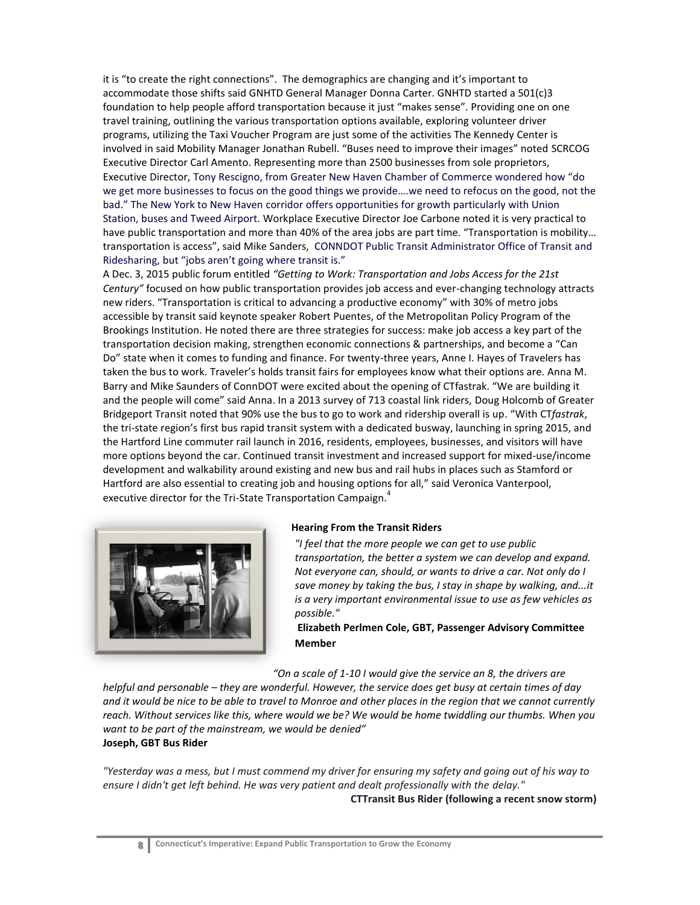it is "to create the right connections". The demographics are changing and it's important to accommodate those shifts said GNHTD General Manager Donna Carter. GNHTD started a 501(c)3 foundation to help people afford transportation because it just "makes sense". Providing one on one travel training, outlining the various transportation options available, exploring volunteer driver programs, utilizing the Taxi Voucher Program are just some of the activities The Kennedy Center is involved in said Mobility Manager Jonathan Rubell. "Buses need to improve their images" noted SCRCOG Executive Director Carl Amento. Representing more than 2500 businesses from sole proprietors, Executive Director, Tony Rescigno, from Greater New Haven Chamber of Commerce wondered how "do we get more businesses to focus on the good things we provide….we need to refocus on the good, not the bad." The New York to New Haven corridor offers opportunities for growth particularly with Union Station, buses and Tweed Airport. Workplace Executive Director Joe Carbone noted it is very practical to have public transportation and more than 40% of the area jobs are part time. "Transportation is mobility… transportation is access", said Mike Sanders, CONNDOT Public Transit Administrator Office of Transit and Ridesharing, but "jobs aren't going where transit is."

A Dec. 3, 2015 public forum entitled *"Getting to Work: Transportation and Jobs Access for the 21st Century"* focused on how public transportation provides job access and ever-changing technology attracts new riders. "Transportation is critical to advancing a productive economy" with 30% of metro jobs accessible by transit said keynote speaker Robert Puentes, of the Metropolitan Policy Program of the Brookings Institution. He noted there are three strategies for success: make job access a key part of the transportation decision making, strengthen economic connections & partnerships, and become a "Can Do" state when it comes to funding and finance. For twenty-three years, Anne I. Hayes of Travelers has taken the bus to work. Traveler's holds transit fairs for employees know what their options are. Anna M. Barry and Mike Saunders of ConnDOT were excited about the opening of CTfastrak. "We are building it and the people will come" said Anna. In a 2013 survey of 713 coastal link riders, Doug Holcomb of Greater Bridgeport Transit noted that 90% use the bus to go to work and ridership overall is up. "With CT*fastrak*, the tri-state region's first bus rapid transit system with a dedicated busway, launching in spring 2015, and the Hartford Line commuter rail launch in 2016, residents, employees, businesses, and visitors will have more options beyond the car. Continued transit investment and increased support for mixed-use/income development and walkability around existing and new bus and rail hubs in places such as Stamford or Hartford are also essential to creating job and housing options for all," said Veronica Vanterpool, executive director for the Tri-State Transportation Campaign.[4]

**Hearing From the Transit Riders**

*"I feel that the more people we can get to use public transportation, the better a system we can develop and expand. Not everyone can, should, or wants to drive a car. Not only do I save money by taking the bus, I stay in shape by walking, and...it is a very important environmental issue to use as few vehicles as possible."*

**Elizabeth Perlmen Cole, GBT, Passenger Advisory Committee Member**

*"On a scale of 1-10 I would give the service an 8, the drivers are helpful and personable – they are wonderful. However, the service does get busy at certain times of day and it would be nice to be able to travel to Monroe and other places in the region that we cannot currently reach. Without services like this, where would we be? We would be home twiddling our thumbs. When you want to be part of the mainstream, we would be denied"*

**Joseph, GBT Bus Rider**

*"Yesterday was a mess, but I must commend my driver for ensuring my safety and going out of his way to ensure I didn't get left behind. He was very patient and dealt professionally with the delay."*

**CTTransit Bus Rider (following a recent snow storm)**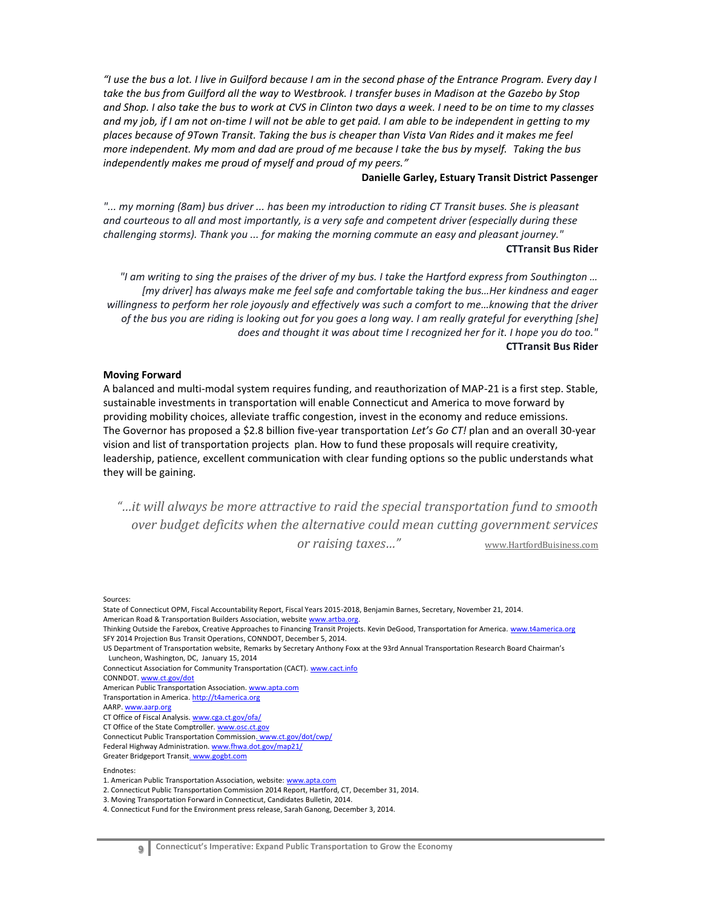*"I use the bus a lot. I live in Guilford because I am in the second phase of the Entrance Program. Every day I take the bus from Guilford all the way to Westbrook. I transfer buses in Madison at the Gazebo by Stop and Shop. I also take the bus to work at CVS in Clinton two days a week. I need to be on time to my classes and my job, if I am not on-time I will not be able to get paid. I am able to be independent in getting to my places because of 9Town Transit. Taking the bus is cheaper than Vista Van Rides and it makes me feel more independent. My mom and dad are proud of me because I take the bus by myself. Taking the bus independently makes me proud of myself and proud of my peers."*

**Danielle Garley, Estuary Transit District Passenger**

*"... my morning (8am) bus driver ... has been my introduction to riding CT Transit buses. She is pleasant and courteous to all and most importantly, is a very safe and competent driver (especially during these challenging storms). Thank you ... for making the morning commute an easy and pleasant journey."*

**CTTransit Bus Rider**

*"I am writing to sing the praises of the driver of my bus. I take the Hartford express from Southington … [my driver] has always make me feel safe and comfortable taking the bus…Her kindness and eager willingness to perform her role joyously and effectively was such a comfort to me…knowing that the driver of the bus you are riding is looking out for you goes a long way. I am really grateful for everything [she] does and thought it was about time I recognized her for it. I hope you do too."*

**CTTransit Bus Rider**

**Moving Forward**

A balanced and multi-modal system requires funding, and reauthorization of MAP-21 is a first step. Stable, sustainable investments in transportation will enable Connecticut and America to move forward by providing mobility choices, alleviate traffic congestion, invest in the economy and reduce emissions. The Governor has proposed a $2.8 billion five-year transportation *Let's Go CT!* plan and an overall 30-year vision and list of transportation projects plan. How to fund these proposals will require creativity, leadership, patience, excellent communication with clear funding options so the public understands what they will be gaining.

*"…it will always be more attractive to raid the special transportation fund to smooth over budget deficits when the alternative could mean cutting government services or raising taxes…"* www.HartfordBuisiness.com

Sources:

State of Connecticut OPM, Fiscal Accountability Report, Fiscal Years 2015-2018, Benjamin Barnes, Secretary, November 21, 2014.
American Road & Transportation Builders Association, website www.artba.org.
Thinking Outside the Farebox, Creative Approaches to Financing Transit Projects. Kevin DeGood, Transportation for America. www.t4america.org
SFY 2014 Projection Bus Transit Operations, CONNDOT, December 5, 2014.
US Department of Transportation website, Remarks by Secretary Anthony Foxx at the 93rd Annual Transportation Research Board Chairman's Luncheon, Washington, DC, January 15, 2014
Connecticut Association for Community Transportation (CACT). www.cact.info
CONNDOT. www.ct.gov/dot
American Public Transportation Association. www.apta.com
Transportation in America. http://t4america.org
AARP. www.aarp.org
CT Office of Fiscal Analysis. www.cga.ct.gov/ofa/
CT Office of the State Comptroller. www.osc.ct.gov
Connecticut Public Transportation Commission. www.ct.gov/dot/cwp/
Federal Highway Administration. www.fhwa.dot.gov/map21/
Greater Bridgeport Transit. www.gogbt.com

Endnotes:

1. American Public Transportation Association, website: www.apta.com
2. Connecticut Public Transportation Commission 2014 Report, Hartford, CT, December 31, 2014.
3. Moving Transportation Forward in Connecticut, Candidates Bulletin, 2014.
4. Connecticut Fund for the Environment press release, Sarah Ganong, December 3, 2014.